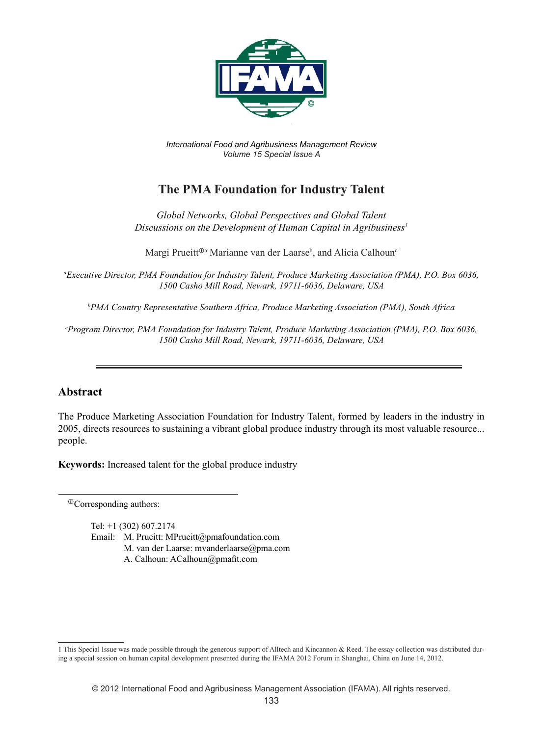*International Food and Agribusiness Management Review*
*Volume 15 Special Issue A*

# The PMA Foundation for Industry Talent

*Global Networks, Global Perspectives and Global Talent*
*Discussions on the Development of Human Capital in Agribusiness*[1]

Margi Prueitt[ⓘa] Marianne van der Laarse[b], and Alicia Calhoun[c]

[a]*Executive Director, PMA Foundation for Industry Talent, Produce Marketing Association (PMA), P.O. Box 6036, 1500 Casho Mill Road, Newark, 19711-6036, Delaware, USA*

[b]*PMA Country Representative Southern Africa, Produce Marketing Association (PMA), South Africa*

[c]*Program Director, PMA Foundation for Industry Talent, Produce Marketing Association (PMA), P.O. Box 6036, 1500 Casho Mill Road, Newark, 19711-6036, Delaware, USA*

---

## Abstract

The Produce Marketing Association Foundation for Industry Talent, formed by leaders in the industry in 2005, directs resources to sustaining a vibrant global produce industry through its most valuable resource... people.

**Keywords:** Increased talent for the global produce industry

---

ⓘCorresponding authors:

Tel: +1 (302) 607.2174
Email: M. Prueitt: MPrueitt@pmafoundation.com
M. van der Laarse: mvanderlaarse@pma.com
A. Calhoun: ACalhoun@pmafit.com

---

1 This Special Issue was made possible through the generous support of Alltech and Kincannon & Reed. The essay collection was distributed during a special session on human capital development presented during the IFAMA 2012 Forum in Shanghai, China on June 14, 2012.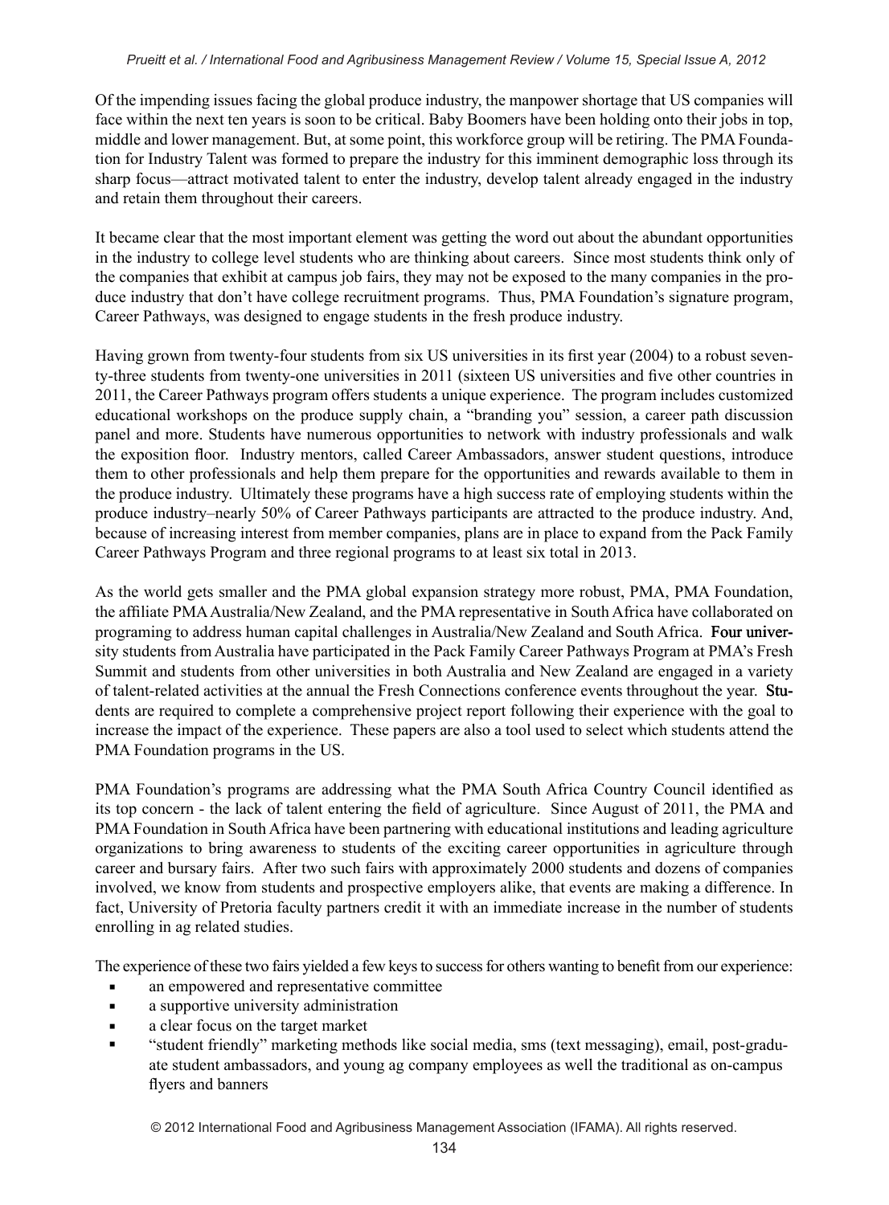Of the impending issues facing the global produce industry, the manpower shortage that US companies will face within the next ten years is soon to be critical. Baby Boomers have been holding onto their jobs in top, middle and lower management. But, at some point, this workforce group will be retiring. The PMA Foundation for Industry Talent was formed to prepare the industry for this imminent demographic loss through its sharp focus—attract motivated talent to enter the industry, develop talent already engaged in the industry and retain them throughout their careers.

It became clear that the most important element was getting the word out about the abundant opportunities in the industry to college level students who are thinking about careers. Since most students think only of the companies that exhibit at campus job fairs, they may not be exposed to the many companies in the produce industry that don't have college recruitment programs. Thus, PMA Foundation's signature program, Career Pathways, was designed to engage students in the fresh produce industry.

Having grown from twenty-four students from six US universities in its first year (2004) to a robust seventy-three students from twenty-one universities in 2011 (sixteen US universities and five other countries in 2011, the Career Pathways program offers students a unique experience. The program includes customized educational workshops on the produce supply chain, a "branding you" session, a career path discussion panel and more. Students have numerous opportunities to network with industry professionals and walk the exposition floor. Industry mentors, called Career Ambassadors, answer student questions, introduce them to other professionals and help them prepare for the opportunities and rewards available to them in the produce industry. Ultimately these programs have a high success rate of employing students within the produce industry–nearly 50% of Career Pathways participants are attracted to the produce industry. And, because of increasing interest from member companies, plans are in place to expand from the Pack Family Career Pathways Program and three regional programs to at least six total in 2013.

As the world gets smaller and the PMA global expansion strategy more robust, PMA, PMA Foundation, the affiliate PMA Australia/New Zealand, and the PMA representative in South Africa have collaborated on programing to address human capital challenges in Australia/New Zealand and South Africa. Four university students from Australia have participated in the Pack Family Career Pathways Program at PMA's Fresh Summit and students from other universities in both Australia and New Zealand are engaged in a variety of talent-related activities at the annual the Fresh Connections conference events throughout the year. Students are required to complete a comprehensive project report following their experience with the goal to increase the impact of the experience. These papers are also a tool used to select which students attend the PMA Foundation programs in the US.

PMA Foundation's programs are addressing what the PMA South Africa Country Council identified as its top concern - the lack of talent entering the field of agriculture. Since August of 2011, the PMA and PMA Foundation in South Africa have been partnering with educational institutions and leading agriculture organizations to bring awareness to students of the exciting career opportunities in agriculture through career and bursary fairs. After two such fairs with approximately 2000 students and dozens of companies involved, we know from students and prospective employers alike, that events are making a difference. In fact, University of Pretoria faculty partners credit it with an immediate increase in the number of students enrolling in ag related studies.

The experience of these two fairs yielded a few keys to success for others wanting to benefit from our experience:

- an empowered and representative committee
- a supportive university administration
- a clear focus on the target market
- "student friendly" marketing methods like social media, sms (text messaging), email, post-graduate student ambassadors, and young ag company employees as well the traditional as on-campus flyers and banners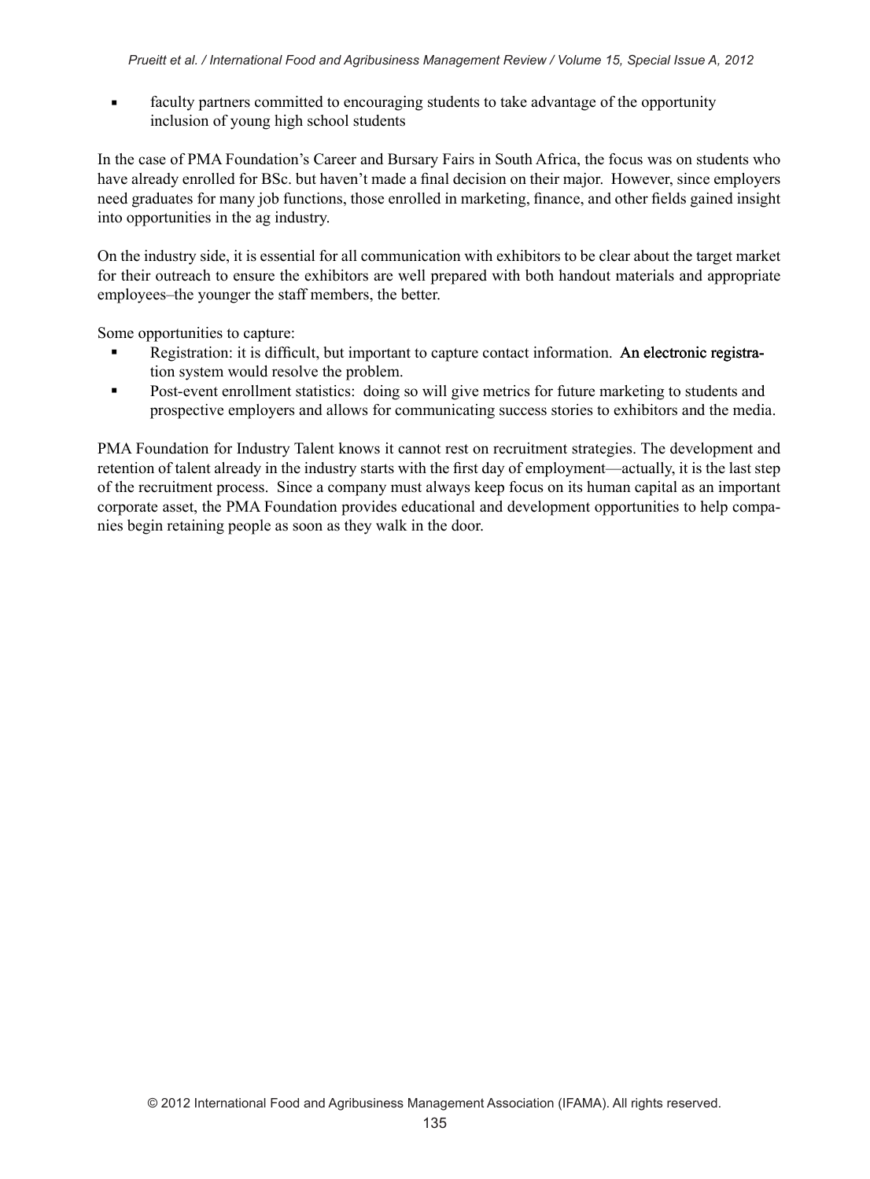- faculty partners committed to encouraging students to take advantage of the opportunity inclusion of young high school students

In the case of PMA Foundation's Career and Bursary Fairs in South Africa, the focus was on students who have already enrolled for BSc. but haven't made a final decision on their major. However, since employers need graduates for many job functions, those enrolled in marketing, finance, and other fields gained insight into opportunities in the ag industry.

On the industry side, it is essential for all communication with exhibitors to be clear about the target market for their outreach to ensure the exhibitors are well prepared with both handout materials and appropriate employees–the younger the staff members, the better.

Some opportunities to capture:

- Registration: it is difficult, but important to capture contact information. An electronic registration system would resolve the problem.
- Post-event enrollment statistics: doing so will give metrics for future marketing to students and prospective employers and allows for communicating success stories to exhibitors and the media.

PMA Foundation for Industry Talent knows it cannot rest on recruitment strategies. The development and retention of talent already in the industry starts with the first day of employment—actually, it is the last step of the recruitment process. Since a company must always keep focus on its human capital as an important corporate asset, the PMA Foundation provides educational and development opportunities to help companies begin retaining people as soon as they walk in the door.